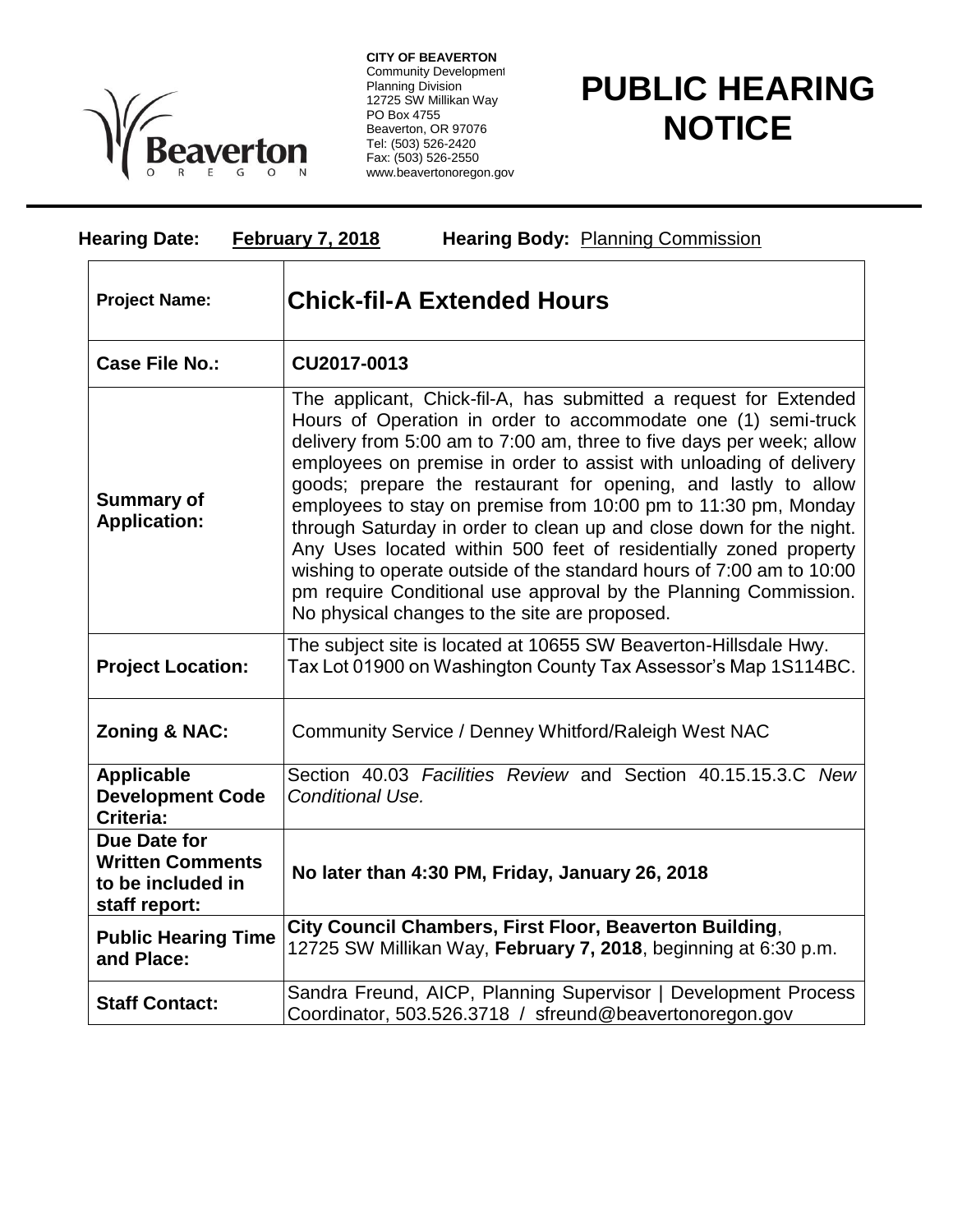**CITY OF BEAVERTON**
Community Development
Planning Division
12725 SW Millikan Way
PO Box 4755
Beaverton, OR 97076
Tel: (503) 526-2420
Fax: (503) 526-2550
www.beavertonoregon.gov

# PUBLIC HEARING NOTICE

**Hearing Date:** **February 7, 2018** **Hearing Body:** Planning Commission

| | |
|---|---|
| **Project Name:** | **Chick-fil-A Extended Hours** |
| **Case File No.:** | **CU2017-0013** |
| **Summary of Application:** | The applicant, Chick-fil-A, has submitted a request for Extended Hours of Operation in order to accommodate one (1) semi-truck delivery from 5:00 am to 7:00 am, three to five days per week; allow employees on premise in order to assist with unloading of delivery goods; prepare the restaurant for opening, and lastly to allow employees to stay on premise from 10:00 pm to 11:30 pm, Monday through Saturday in order to clean up and close down for the night. Any Uses located within 500 feet of residentially zoned property wishing to operate outside of the standard hours of 7:00 am to 10:00 pm require Conditional use approval by the Planning Commission. No physical changes to the site are proposed. |
| **Project Location:** | The subject site is located at 10655 SW Beaverton-Hillsdale Hwy. Tax Lot 01900 on Washington County Tax Assessor's Map 1S114BC. |
| **Zoning & NAC:** | Community Service / Denney Whitford/Raleigh West NAC |
| **Applicable Development Code Criteria:** | Section 40.03 *Facilities Review* and Section 40.15.15.3.C *New Conditional Use.* |
| **Due Date for Written Comments to be included in staff report:** | **No later than 4:30 PM, Friday, January 26, 2018** |
| **Public Hearing Time and Place:** | **City Council Chambers, First Floor, Beaverton Building**, 12725 SW Millikan Way, **February 7, 2018**, beginning at 6:30 p.m. |
| **Staff Contact:** | Sandra Freund, AICP, Planning Supervisor \| Development Process Coordinator, 503.526.3718 / sfreund@beavertonoregon.gov |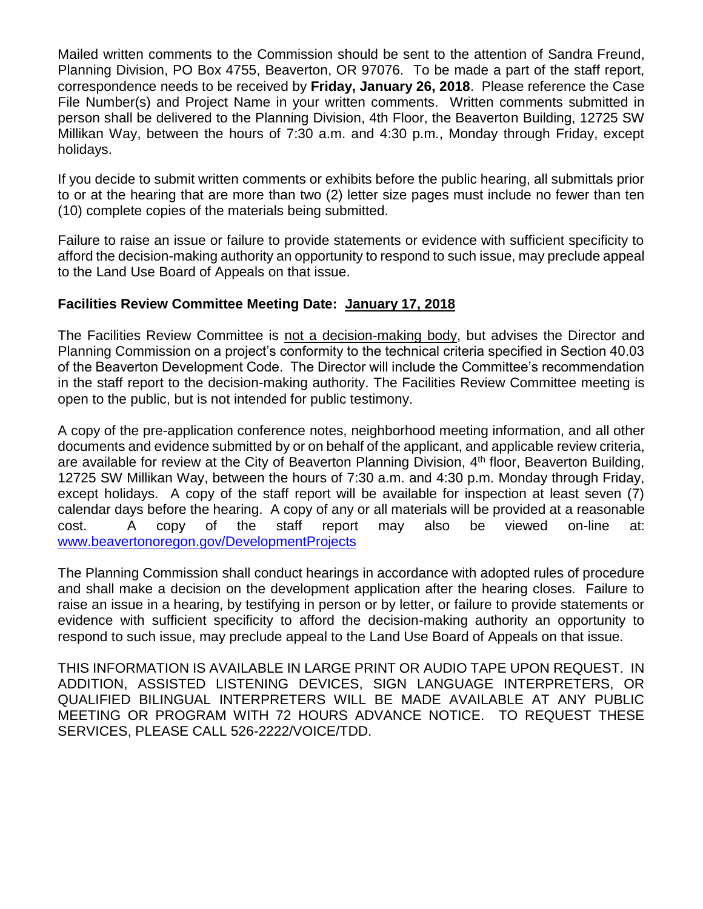Mailed written comments to the Commission should be sent to the attention of Sandra Freund, Planning Division, PO Box 4755, Beaverton, OR 97076. To be made a part of the staff report, correspondence needs to be received by **Friday, January 26, 2018**. Please reference the Case File Number(s) and Project Name in your written comments. Written comments submitted in person shall be delivered to the Planning Division, 4th Floor, the Beaverton Building, 12725 SW Millikan Way, between the hours of 7:30 a.m. and 4:30 p.m., Monday through Friday, except holidays.

If you decide to submit written comments or exhibits before the public hearing, all submittals prior to or at the hearing that are more than two (2) letter size pages must include no fewer than ten (10) complete copies of the materials being submitted.

Failure to raise an issue or failure to provide statements or evidence with sufficient specificity to afford the decision-making authority an opportunity to respond to such issue, may preclude appeal to the Land Use Board of Appeals on that issue.

**Facilities Review Committee Meeting Date: January 17, 2018**

The Facilities Review Committee is not a decision-making body, but advises the Director and Planning Commission on a project's conformity to the technical criteria specified in Section 40.03 of the Beaverton Development Code. The Director will include the Committee's recommendation in the staff report to the decision-making authority. The Facilities Review Committee meeting is open to the public, but is not intended for public testimony.

A copy of the pre-application conference notes, neighborhood meeting information, and all other documents and evidence submitted by or on behalf of the applicant, and applicable review criteria, are available for review at the City of Beaverton Planning Division, 4th floor, Beaverton Building, 12725 SW Millikan Way, between the hours of 7:30 a.m. and 4:30 p.m. Monday through Friday, except holidays. A copy of the staff report will be available for inspection at least seven (7) calendar days before the hearing. A copy of any or all materials will be provided at a reasonable cost. A copy of the staff report may also be viewed on-line at: www.beavertonoregon.gov/DevelopmentProjects

The Planning Commission shall conduct hearings in accordance with adopted rules of procedure and shall make a decision on the development application after the hearing closes. Failure to raise an issue in a hearing, by testifying in person or by letter, or failure to provide statements or evidence with sufficient specificity to afford the decision-making authority an opportunity to respond to such issue, may preclude appeal to the Land Use Board of Appeals on that issue.

THIS INFORMATION IS AVAILABLE IN LARGE PRINT OR AUDIO TAPE UPON REQUEST. IN ADDITION, ASSISTED LISTENING DEVICES, SIGN LANGUAGE INTERPRETERS, OR QUALIFIED BILINGUAL INTERPRETERS WILL BE MADE AVAILABLE AT ANY PUBLIC MEETING OR PROGRAM WITH 72 HOURS ADVANCE NOTICE. TO REQUEST THESE SERVICES, PLEASE CALL 526-2222/VOICE/TDD.